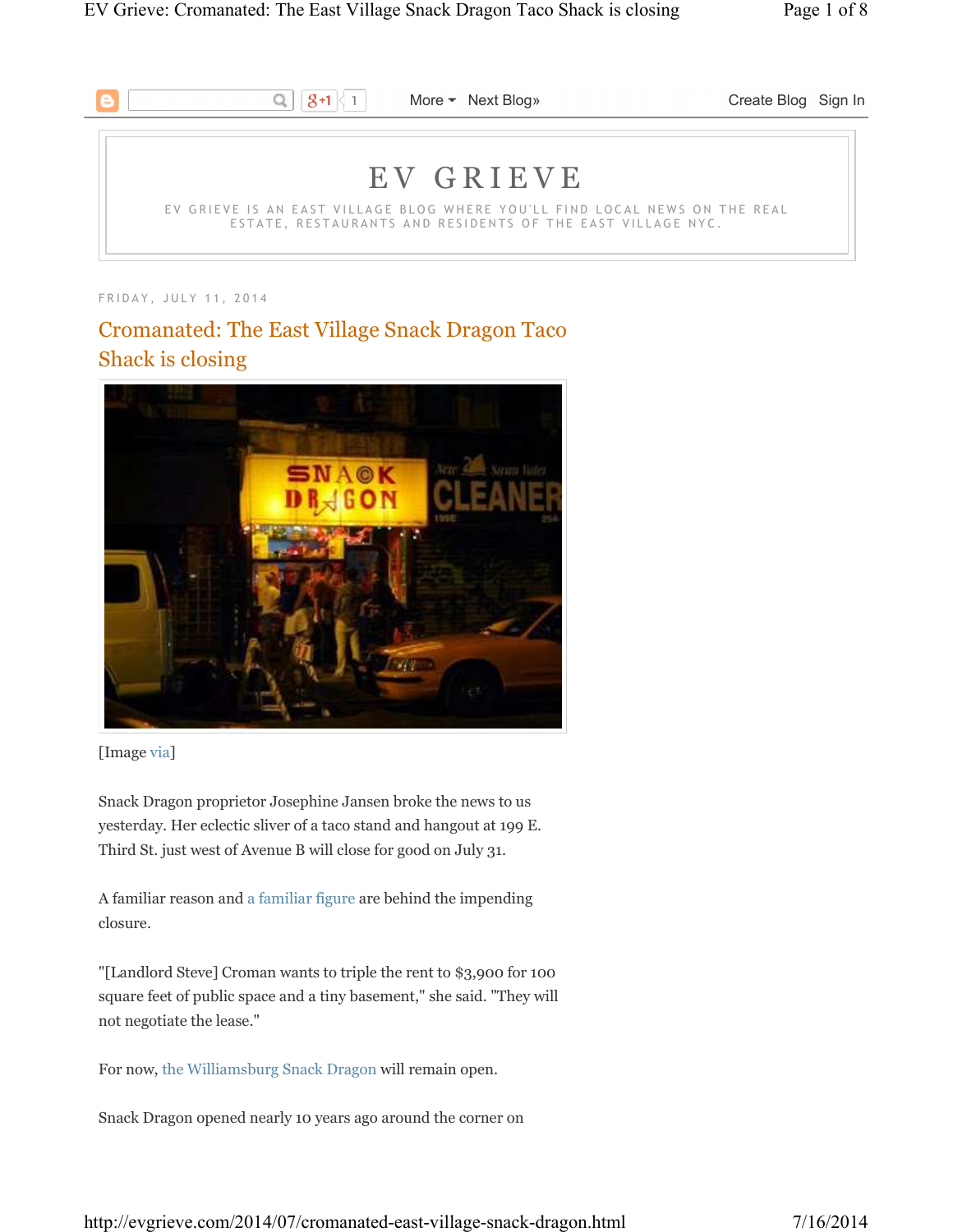# EV GRIEVE

EV GRIEVE IS AN EAST VILLAGE BLOG WHERE YOU'LL FIND LOCAL NEWS ON THE REAL ESTATE, RESTAURANTS AND RESIDENTS OF THE EAST VILLAGE NYC.

FRIDAY, JULY 11, 2014

## Cromanated: The East Village Snack Dragon Taco Shack is closing

[Image via]

Snack Dragon proprietor Josephine Jansen broke the news to us yesterday. Her eclectic sliver of a taco stand and hangout at 199 E. Third St. just west of Avenue B will close for good on July 31.

A familiar reason and a familiar figure are behind the impending closure.

"[Landlord Steve] Croman wants to triple the rent to $3,900 for 100 square feet of public space and a tiny basement," she said. "They will not negotiate the lease."

For now, the Williamsburg Snack Dragon will remain open.

Snack Dragon opened nearly 10 years ago around the corner on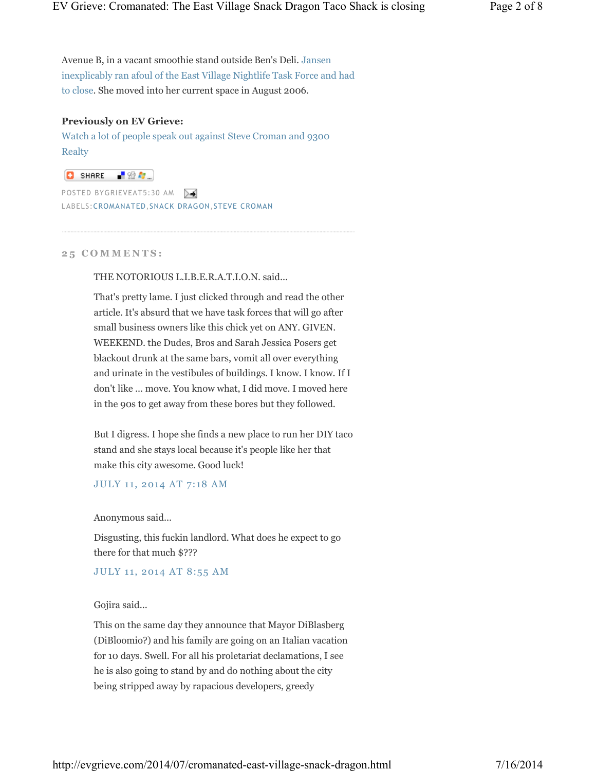Avenue B, in a vacant smoothie stand outside Ben's Deli. Jansen inexplicably ran afoul of the East Village Nightlife Task Force and had to close. She moved into her current space in August 2006.

**Previously on EV Grieve:**

Watch a lot of people speak out against Steve Croman and 9300 Realty

SHARE

POSTED BYGRIEVEAT5:30 AM

LABELS:CROMANATED,SNACK DRAGON,STEVE CROMAN

---

## 25 COMMENTS:

THE NOTORIOUS L.I.B.E.R.A.T.I.O.N. said...

That's pretty lame. I just clicked through and read the other article. It's absurd that we have task forces that will go after small business owners like this chick yet on ANY. GIVEN. WEEKEND. the Dudes, Bros and Sarah Jessica Posers get blackout drunk at the same bars, vomit all over everything and urinate in the vestibules of buildings. I know. I know. If I don't like ... move. You know what, I did move. I moved here in the 90s to get away from these bores but they followed.

But I digress. I hope she finds a new place to run her DIY taco stand and she stays local because it's people like her that make this city awesome. Good luck!

JULY 11, 2014 AT 7:18 AM

Anonymous said...

Disgusting, this fuckin landlord. What does he expect to go there for that much $???

JULY 11, 2014 AT 8:55 AM

Gojira said...

This on the same day they announce that Mayor DiBlasberg (DiBloomio?) and his family are going on an Italian vacation for 10 days. Swell. For all his proletariat declamations, I see he is also going to stand by and do nothing about the city being stripped away by rapacious developers, greedy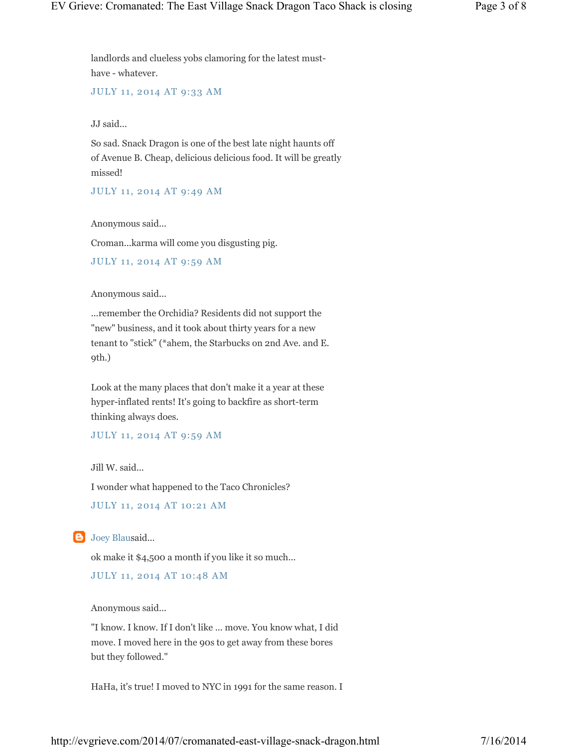landlords and clueless yobs clamoring for the latest must-have - whatever.

JULY 11, 2014 AT 9:33 AM

JJ said...

So sad. Snack Dragon is one of the best late night haunts off of Avenue B. Cheap, delicious delicious food. It will be greatly missed!

JULY 11, 2014 AT 9:49 AM

Anonymous said...

Croman...karma will come you disgusting pig.

JULY 11, 2014 AT 9:59 AM

Anonymous said...

...remember the Orchidia? Residents did not support the "new" business, and it took about thirty years for a new tenant to "stick" (*ahem, the Starbucks on 2nd Ave. and E. 9th.)

Look at the many places that don't make it a year at these hyper-inflated rents! It's going to backfire as short-term thinking always does.

JULY 11, 2014 AT 9:59 AM

Jill W. said...

I wonder what happened to the Taco Chronicles?

JULY 11, 2014 AT 10:21 AM

Joey Blausaid...

ok make it $4,500 a month if you like it so much...

JULY 11, 2014 AT 10:48 AM

Anonymous said...

"I know. I know. If I don't like ... move. You know what, I did move. I moved here in the 90s to get away from these bores but they followed."

HaHa, it's true! I moved to NYC in 1991 for the same reason. I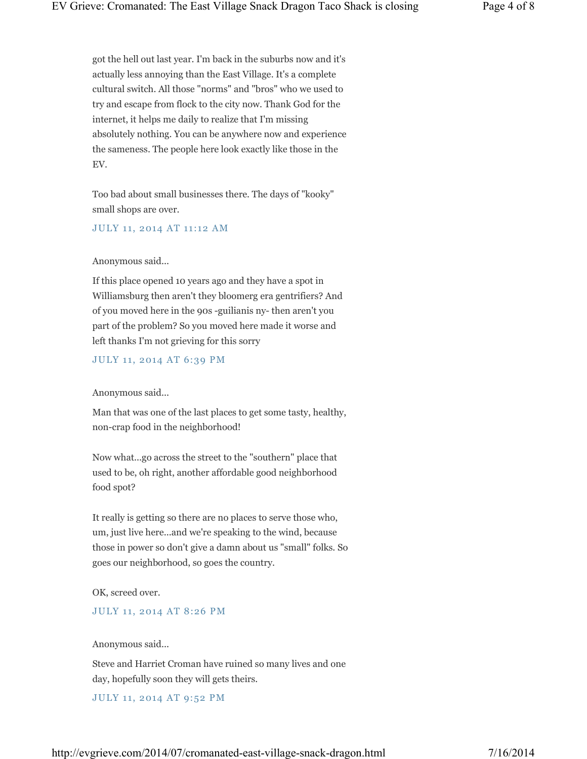got the hell out last year. I'm back in the suburbs now and it's actually less annoying than the East Village. It's a complete cultural switch. All those "norms" and "bros" who we used to try and escape from flock to the city now. Thank God for the internet, it helps me daily to realize that I'm missing absolutely nothing. You can be anywhere now and experience the sameness. The people here look exactly like those in the EV.

Too bad about small businesses there. The days of "kooky" small shops are over.

JULY 11, 2014 AT 11:12 AM

Anonymous said...

If this place opened 10 years ago and they have a spot in Williamsburg then aren't they bloomerg era gentrifiers? And of you moved here in the 90s -guilianis ny- then aren't you part of the problem? So you moved here made it worse and left thanks I'm not grieving for this sorry

JULY 11, 2014 AT 6:39 PM

Anonymous said...

Man that was one of the last places to get some tasty, healthy, non-crap food in the neighborhood!

Now what...go across the street to the "southern" place that used to be, oh right, another affordable good neighborhood food spot?

It really is getting so there are no places to serve those who, um, just live here...and we're speaking to the wind, because those in power so don't give a damn about us "small" folks. So goes our neighborhood, so goes the country.

OK, screed over.

JULY 11, 2014 AT 8:26 PM

Anonymous said...

Steve and Harriet Croman have ruined so many lives and one day, hopefully soon they will gets theirs.

JULY 11, 2014 AT 9:52 PM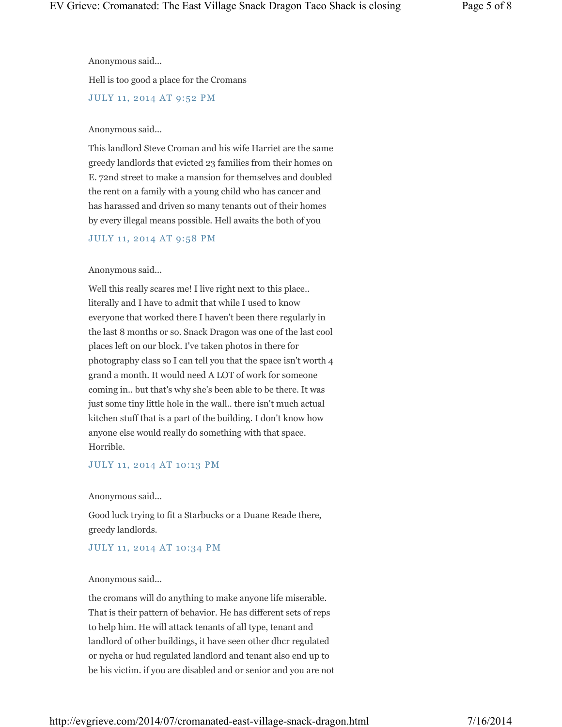Anonymous said...

Hell is too good a place for the Cromans

JULY 11, 2014 AT 9:52 PM

Anonymous said...

This landlord Steve Croman and his wife Harriet are the same greedy landlords that evicted 23 families from their homes on E. 72nd street to make a mansion for themselves and doubled the rent on a family with a young child who has cancer and has harassed and driven so many tenants out of their homes by every illegal means possible. Hell awaits the both of you

JULY 11, 2014 AT 9:58 PM

Anonymous said...

Well this really scares me! I live right next to this place.. literally and I have to admit that while I used to know everyone that worked there I haven't been there regularly in the last 8 months or so. Snack Dragon was one of the last cool places left on our block. I've taken photos in there for photography class so I can tell you that the space isn't worth 4 grand a month. It would need A LOT of work for someone coming in.. but that's why she's been able to be there. It was just some tiny little hole in the wall.. there isn't much actual kitchen stuff that is a part of the building. I don't know how anyone else would really do something with that space. Horrible.

JULY 11, 2014 AT 10:13 PM

Anonymous said...

Good luck trying to fit a Starbucks or a Duane Reade there, greedy landlords.

JULY 11, 2014 AT 10:34 PM

Anonymous said...

the cromans will do anything to make anyone life miserable. That is their pattern of behavior. He has different sets of reps to help him. He will attack tenants of all type, tenant and landlord of other buildings, it have seen other dhcr regulated or nycha or hud regulated landlord and tenant also end up to be his victim. if you are disabled and or senior and you are not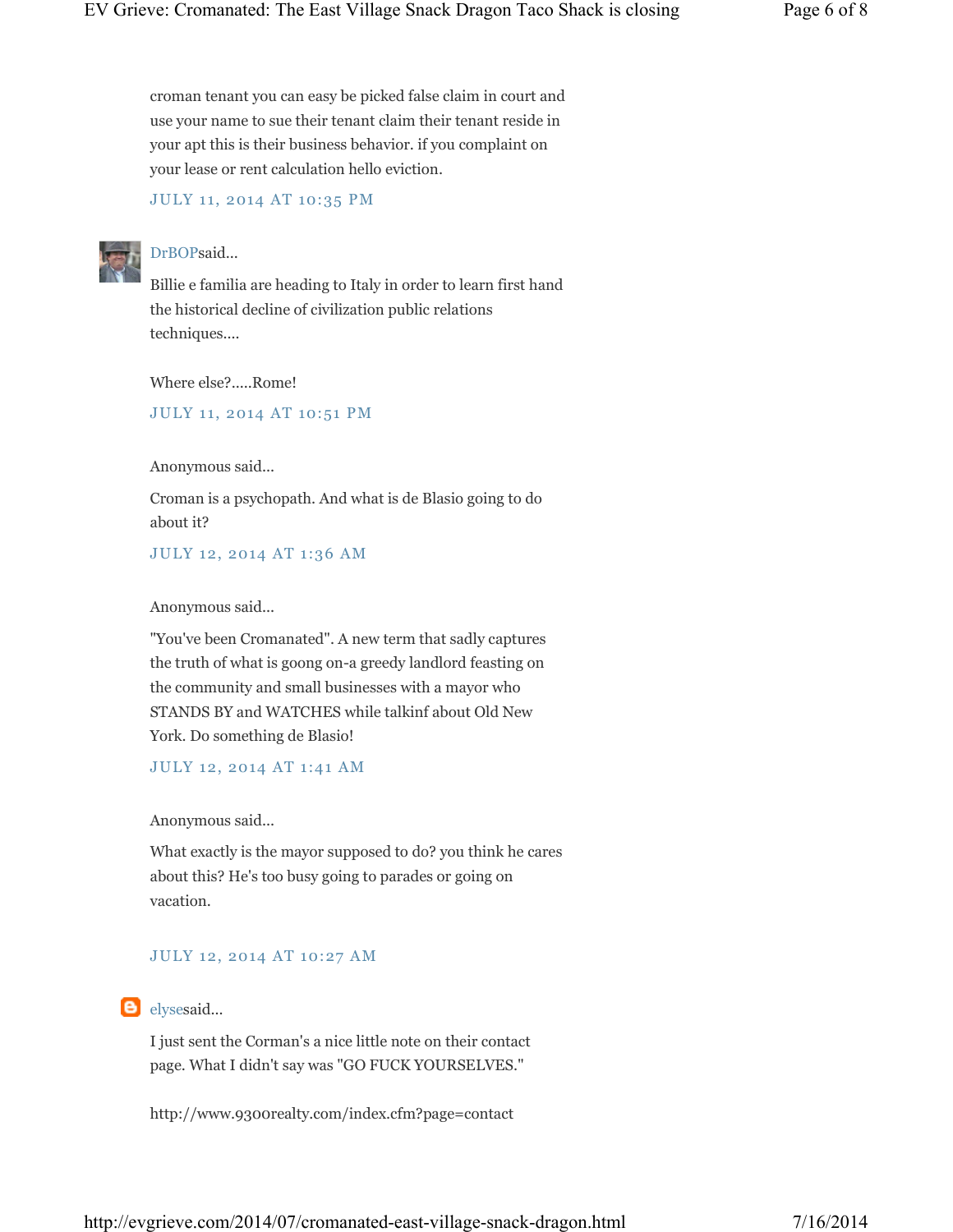croman tenant you can easy be picked false claim in court and use your name to sue their tenant claim their tenant reside in your apt this is their business behavior. if you complaint on your lease or rent calculation hello eviction.

JULY 11, 2014 AT 10:35 PM

DrBOPsaid...

Billie e familia are heading to Italy in order to learn first hand the historical decline of civilization public relations techniques....

Where else?.....Rome!

JULY 11, 2014 AT 10:51 PM

Anonymous said...

Croman is a psychopath. And what is de Blasio going to do about it?

JULY 12, 2014 AT 1:36 AM

Anonymous said...

"You've been Cromanated". A new term that sadly captures the truth of what is goong on-a greedy landlord feasting on the community and small businesses with a mayor who STANDS BY and WATCHES while talkinf about Old New York. Do something de Blasio!

JULY 12, 2014 AT 1:41 AM

Anonymous said...

What exactly is the mayor supposed to do? you think he cares about this? He's too busy going to parades or going on vacation.

JULY 12, 2014 AT 10:27 AM

elysesaid...

I just sent the Corman's a nice little note on their contact page. What I didn't say was "GO FUCK YOURSELVES."

http://www.9300realty.com/index.cfm?page=contact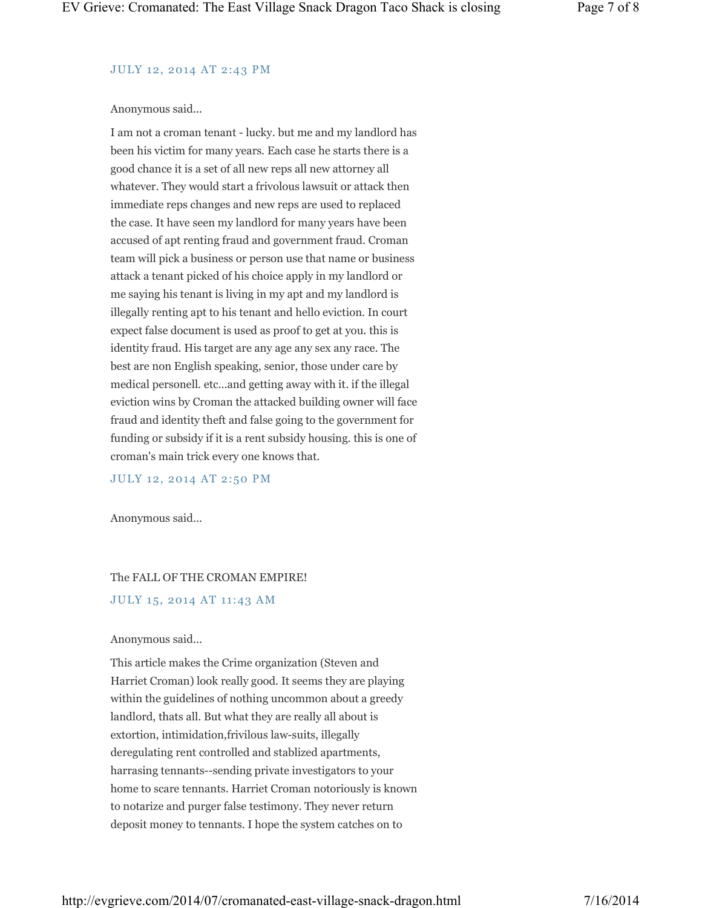JULY 12, 2014 AT 2:43 PM

Anonymous said...

I am not a croman tenant - lucky. but me and my landlord has been his victim for many years. Each case he starts there is a good chance it is a set of all new reps all new attorney all whatever. They would start a frivolous lawsuit or attack then immediate reps changes and new reps are used to replaced the case. It have seen my landlord for many years have been accused of apt renting fraud and government fraud. Croman team will pick a business or person use that name or business attack a tenant picked of his choice apply in my landlord or me saying his tenant is living in my apt and my landlord is illegally renting apt to his tenant and hello eviction. In court expect false document is used as proof to get at you. this is identity fraud. His target are any age any sex any race. The best are non English speaking, senior, those under care by medical personell. etc...and getting away with it. if the illegal eviction wins by Croman the attacked building owner will face fraud and identity theft and false going to the government for funding or subsidy if it is a rent subsidy housing. this is one of croman's main trick every one knows that.

JULY 12, 2014 AT 2:50 PM

Anonymous said...

The FALL OF THE CROMAN EMPIRE!

JULY 15, 2014 AT 11:43 AM

Anonymous said...

This article makes the Crime organization (Steven and Harriet Croman) look really good. It seems they are playing within the guidelines of nothing uncommon about a greedy landlord, thats all. But what they are really all about is extortion, intimidation,frivilous law-suits, illegally deregulating rent controlled and stablized apartments, harrasing tennants--sending private investigators to your home to scare tennants. Harriet Croman notoriously is known to notarize and purger false testimony. They never return deposit money to tennants. I hope the system catches on to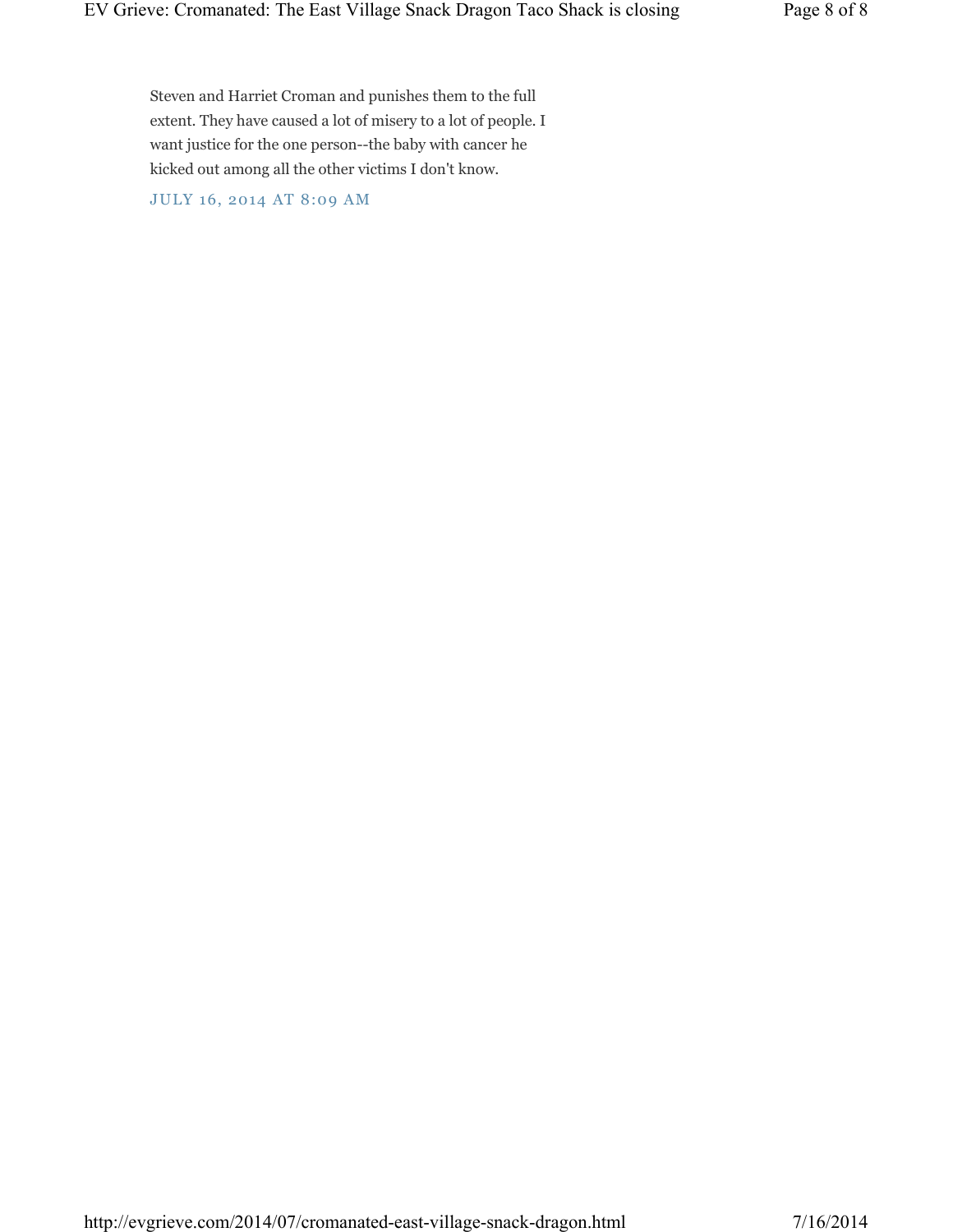Steven and Harriet Croman and punishes them to the full extent. They have caused a lot of misery to a lot of people. I want justice for the one person--the baby with cancer he kicked out among all the other victims I don't know.

JULY 16, 2014 AT 8:09 AM